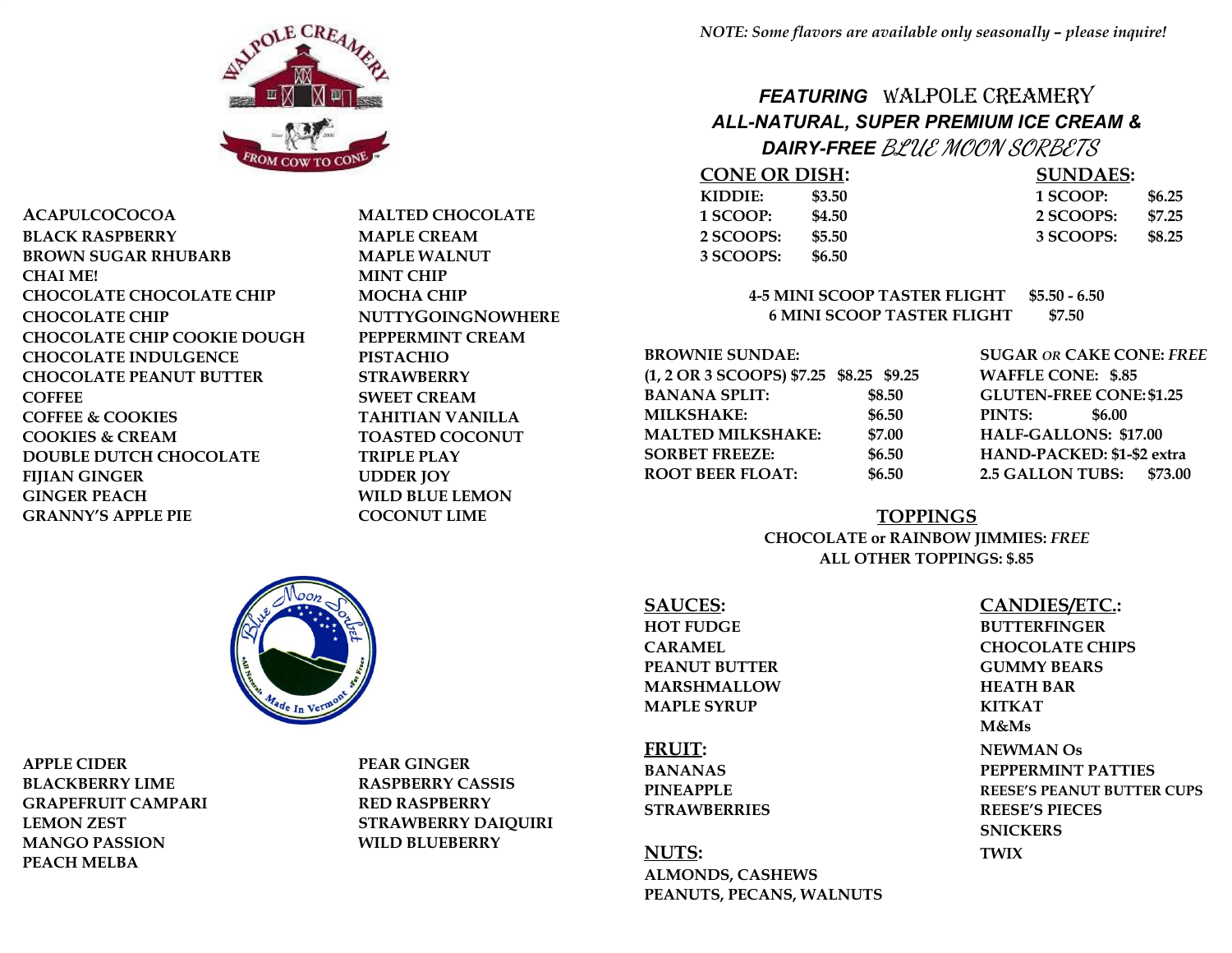WALPOLE CREAMERY — FROM COW TO CONE

ACAPULCOCOCOA
BLACK RASPBERRY
BROWN SUGAR RHUBARB
CHAI ME!
CHOCOLATE CHOCOLATE CHIP
CHOCOLATE CHIP
CHOCOLATE CHIP COOKIE DOUGH
CHOCOLATE INDULGENCE
CHOCOLATE PEANUT BUTTER
COFFEE
COFFEE & COOKIES
COOKIES & CREAM
DOUBLE DUTCH CHOCOLATE
FIJIAN GINGER
GINGER PEACH
GRANNY'S APPLE PIE
MALTED CHOCOLATE
MAPLE CREAM
MAPLE WALNUT
MINT CHIP
MOCHA CHIP
NUTTYGOINGNOWHERE
PEPPERMINT CREAM
PISTACHIO
STRAWBERRY
SWEET CREAM
TAHITIAN VANILLA
TOASTED COCONUT
TRIPLE PLAY
UDDER JOY
WILD BLUE LEMON
COCONUT LIME

Blue Moon Sorbet — All Natural, Made In Vermont, Fat Free

APPLE CIDER
BLACKBERRY LIME
GRAPEFRUIT CAMPARI
LEMON ZEST
MANGO PASSION
PEACH MELBA
PEAR GINGER
RASPBERRY CASSIS
RED RASPBERRY
STRAWBERRY DAIQUIRI
WILD BLUEBERRY

*NOTE: Some flavors are available only seasonally – please inquire!*

## *FEATURING* WALPOLE CREAMERY *ALL-NATURAL, SUPER PREMIUM ICE CREAM & DAIRY-FREE* BLUE MOON SORBETS

**CONE OR DISH:**

| | |
|---|---|
| KIDDIE: | $3.50 |
| 1 SCOOP: | $4.50 |
| 2 SCOOPS: | $5.50 |
| 3 SCOOPS: | $6.50 |

**SUNDAES:**

| | |
|---|---|
| 1 SCOOP: | $6.25 |
| 2 SCOOPS: | $7.25 |
| 3 SCOOPS: | $8.25 |

4-5 MINI SCOOP TASTER FLIGHT $5.50 - 6.50
6 MINI SCOOP TASTER FLIGHT $7.50

BROWNIE SUNDAE:
(1, 2 OR 3 SCOOPS) $7.25 $8.25 $9.25
BANANA SPLIT: $8.50
MILKSHAKE: $6.50
MALTED MILKSHAKE: $7.00
SORBET FREEZE: $6.50
ROOT BEER FLOAT: $6.50

SUGAR *OR* CAKE CONE: *FREE*
WAFFLE CONE: $.85
GLUTEN-FREE CONE: $1.25
PINTS: $6.00
HALF-GALLONS: $17.00
HAND-PACKED: $1-$2 extra
2.5 GALLON TUBS: $73.00

## TOPPINGS

CHOCOLATE or RAINBOW JIMMIES: *FREE*
ALL OTHER TOPPINGS: $.85

**SAUCES:**
HOT FUDGE
CARAMEL
PEANUT BUTTER
MARSHMALLOW
MAPLE SYRUP

**FRUIT:**
BANANAS
PINEAPPLE
STRAWBERRIES

**NUTS:**
ALMONDS, CASHEWS
PEANUTS, PECANS, WALNUTS

**CANDIES/ETC.:**
BUTTERFINGER
CHOCOLATE CHIPS
GUMMY BEARS
HEATH BAR
KITKAT
M&Ms
NEWMAN Os
PEPPERMINT PATTIES
REESE'S PEANUT BUTTER CUPS
REESE'S PIECES
SNICKERS
TWIX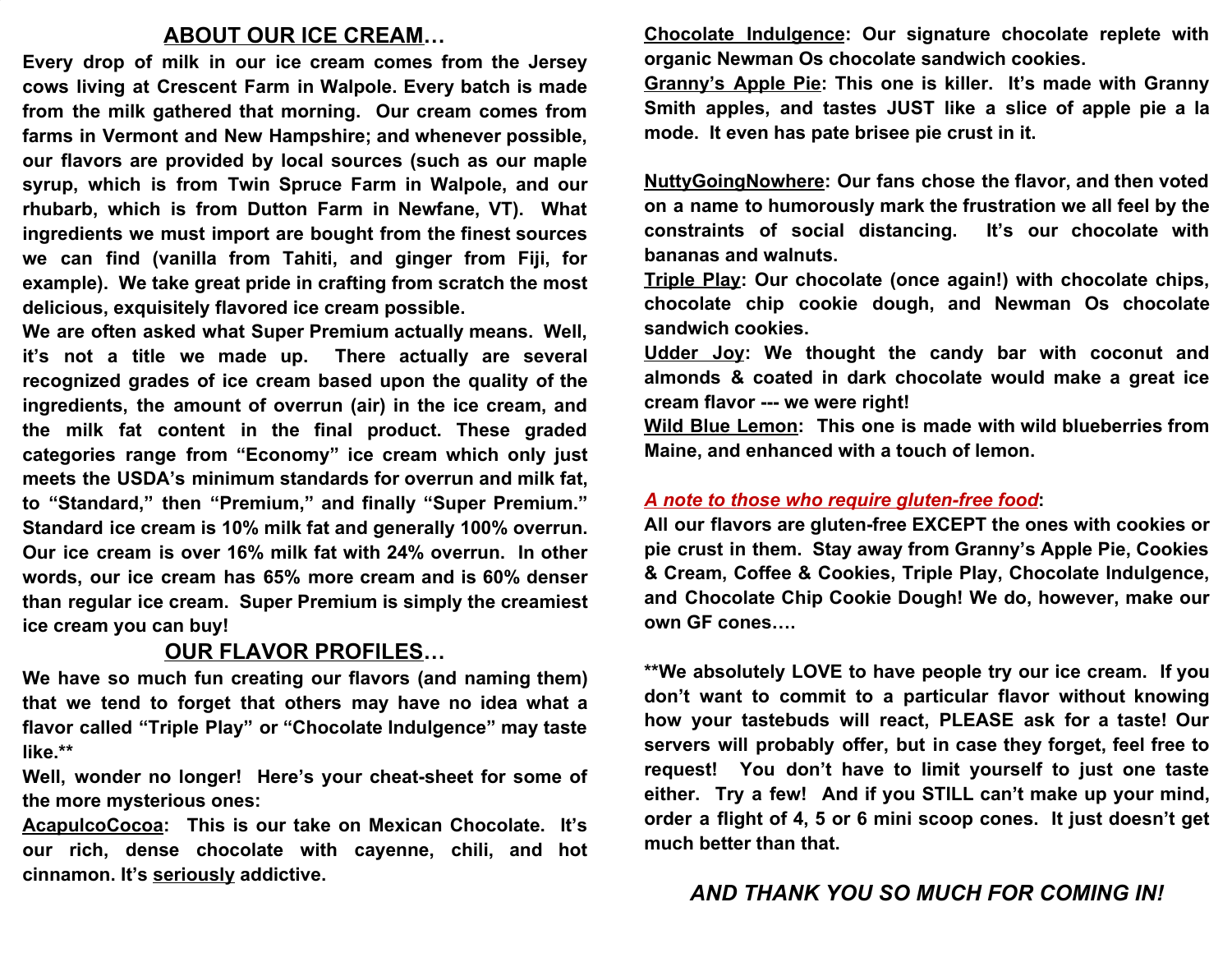## ABOUT OUR ICE CREAM…

**Every drop of milk in our ice cream comes from the Jersey cows living at Crescent Farm in Walpole. Every batch is made from the milk gathered that morning. Our cream comes from farms in Vermont and New Hampshire; and whenever possible, our flavors are provided by local sources (such as our maple syrup, which is from Twin Spruce Farm in Walpole, and our rhubarb, which is from Dutton Farm in Newfane, VT). What ingredients we must import are bought from the finest sources we can find (vanilla from Tahiti, and ginger from Fiji, for example). We take great pride in crafting from scratch the most delicious, exquisitely flavored ice cream possible.**

**We are often asked what Super Premium actually means. Well, it's not a title we made up. There actually are several recognized grades of ice cream based upon the quality of the ingredients, the amount of overrun (air) in the ice cream, and the milk fat content in the final product. These graded categories range from "Economy" ice cream which only just meets the USDA's minimum standards for overrun and milk fat, to "Standard," then "Premium," and finally "Super Premium." Standard ice cream is 10% milk fat and generally 100% overrun. Our ice cream is over 16% milk fat with 24% overrun. In other words, our ice cream has 65% more cream and is 60% denser than regular ice cream. Super Premium is simply the creamiest ice cream you can buy!**

## OUR FLAVOR PROFILES…

**We have so much fun creating our flavors (and naming them) that we tend to forget that others may have no idea what a flavor called "Triple Play" or "Chocolate Indulgence" may taste like.****

**Well, wonder no longer! Here's your cheat-sheet for some of the more mysterious ones:**

**AcapulcoCocoa: This is our take on Mexican Chocolate. It's our rich, dense chocolate with cayenne, chili, and hot cinnamon. It's seriously addictive.**

**Chocolate Indulgence: Our signature chocolate replete with organic Newman Os chocolate sandwich cookies.**

**Granny's Apple Pie: This one is killer. It's made with Granny Smith apples, and tastes JUST like a slice of apple pie a la mode. It even has pate brisee pie crust in it.**

**NuttyGoingNowhere: Our fans chose the flavor, and then voted on a name to humorously mark the frustration we all feel by the constraints of social distancing. It's our chocolate with bananas and walnuts.**

**Triple Play: Our chocolate (once again!) with chocolate chips, chocolate chip cookie dough, and Newman Os chocolate sandwich cookies.**

**Udder Joy: We thought the candy bar with coconut and almonds & coated in dark chocolate would make a great ice cream flavor --- we were right!**

**Wild Blue Lemon: This one is made with wild blueberries from Maine, and enhanced with a touch of lemon.**

***A note to those who require gluten-free food*:**

**All our flavors are gluten-free EXCEPT the ones with cookies or pie crust in them. Stay away from Granny's Apple Pie, Cookies & Cream, Coffee & Cookies, Triple Play, Chocolate Indulgence, and Chocolate Chip Cookie Dough! We do, however, make our own GF cones….**

****We absolutely LOVE to have people try our ice cream. If you don't want to commit to a particular flavor without knowing how your tastebuds will react, PLEASE ask for a taste! Our servers will probably offer, but in case they forget, feel free to request! You don't have to limit yourself to just one taste either. Try a few! And if you STILL can't make up your mind, order a flight of 4, 5 or 6 mini scoop cones. It just doesn't get much better than that.**

***AND THANK YOU SO MUCH FOR COMING IN!***